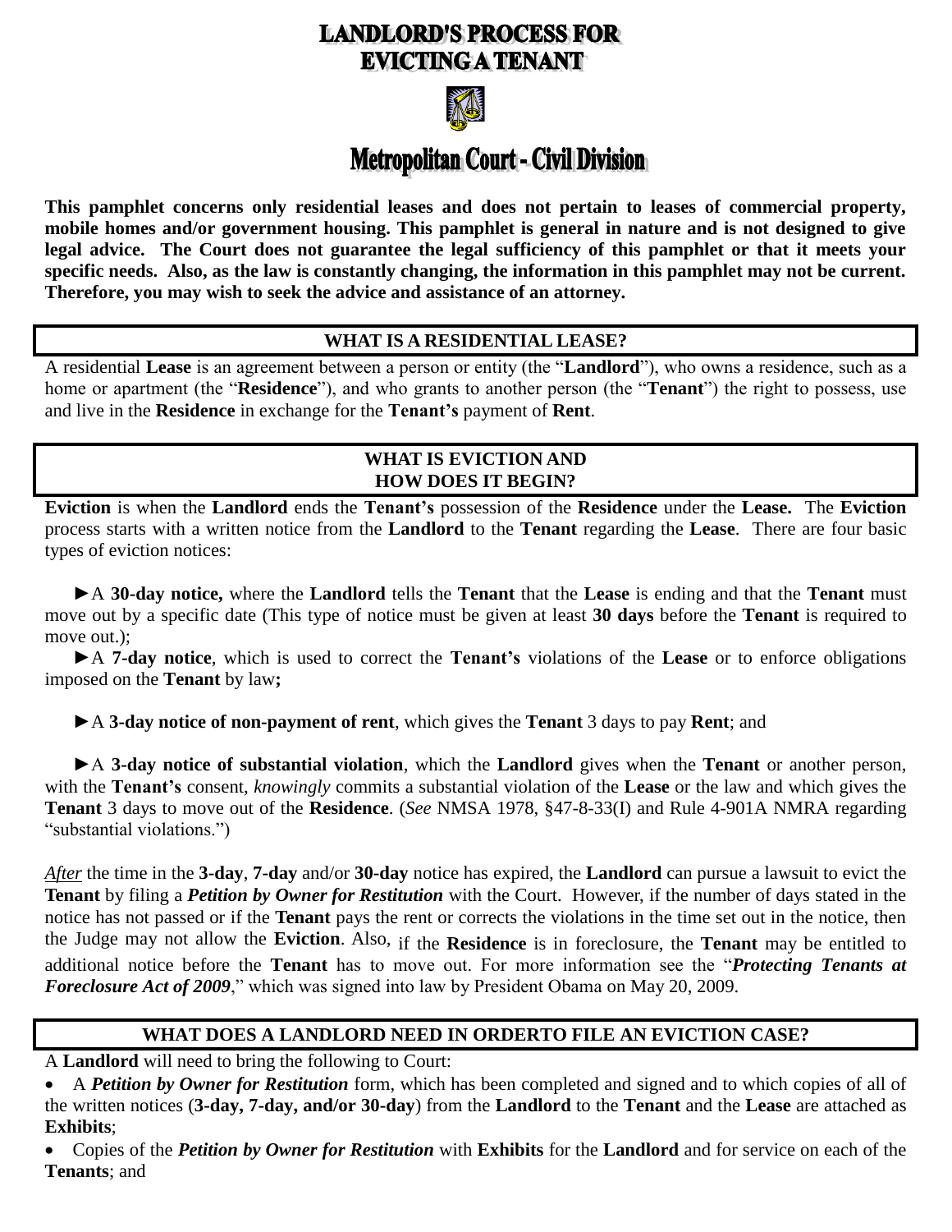# LANDLORD'S PROCESS FOR EVICTING A TENANT

## Metropolitan Court - Civil Division

**This pamphlet concerns only residential leases and does not pertain to leases of commercial property, mobile homes and/or government housing. This pamphlet is general in nature and is not designed to give legal advice. The Court does not guarantee the legal sufficiency of this pamphlet or that it meets your specific needs. Also, as the law is constantly changing, the information in this pamphlet may not be current. Therefore, you may wish to seek the advice and assistance of an attorney.**

### WHAT IS A RESIDENTIAL LEASE?

A residential **Lease** is an agreement between a person or entity (the "**Landlord**"), who owns a residence, such as a home or apartment (the "**Residence**"), and who grants to another person (the "**Tenant**") the right to possess, use and live in the **Residence** in exchange for the **Tenant's** payment of **Rent**.

### WHAT IS EVICTION AND HOW DOES IT BEGIN?

**Eviction** is when the **Landlord** ends the **Tenant's** possession of the **Residence** under the **Lease.** The **Eviction** process starts with a written notice from the **Landlord** to the **Tenant** regarding the **Lease**. There are four basic types of eviction notices:

► A **30-day notice,** where the **Landlord** tells the **Tenant** that the **Lease** is ending and that the **Tenant** must move out by a specific date (This type of notice must be given at least **30 days** before the **Tenant** is required to move out.);

► A **7-day notice**, which is used to correct the **Tenant's** violations of the **Lease** or to enforce obligations imposed on the **Tenant** by law**;**

► A **3-day notice of non-payment of rent**, which gives the **Tenant** 3 days to pay **Rent**; and

► A **3-day notice of substantial violation**, which the **Landlord** gives when the **Tenant** or another person, with the **Tenant's** consent, *knowingly* commits a substantial violation of the **Lease** or the law and which gives the **Tenant** 3 days to move out of the **Residence**. (*See* NMSA 1978, §47-8-33(I) and Rule 4-901A NMRA regarding "substantial violations.")

*After* the time in the **3-day**, **7-day** and/or **30-day** notice has expired, the **Landlord** can pursue a lawsuit to evict the **Tenant** by filing a ***Petition by Owner for Restitution*** with the Court. However, if the number of days stated in the notice has not passed or if the **Tenant** pays the rent or corrects the violations in the time set out in the notice, then the Judge may not allow the **Eviction**. Also, if the **Residence** is in foreclosure, the **Tenant** may be entitled to additional notice before the **Tenant** has to move out. For more information see the "***Protecting Tenants at Foreclosure Act of 2009***," which was signed into law by President Obama on May 20, 2009.

### WHAT DOES A LANDLORD NEED IN ORDERTO FILE AN EVICTION CASE?

A **Landlord** will need to bring the following to Court:

- A ***Petition by Owner for Restitution*** form, which has been completed and signed and to which copies of all of the written notices (**3-day, 7-day, and/or 30-day**) from the **Landlord** to the **Tenant** and the **Lease** are attached as **Exhibits**;
- Copies of the ***Petition by Owner for Restitution*** with **Exhibits** for the **Landlord** and for service on each of the **Tenants**; and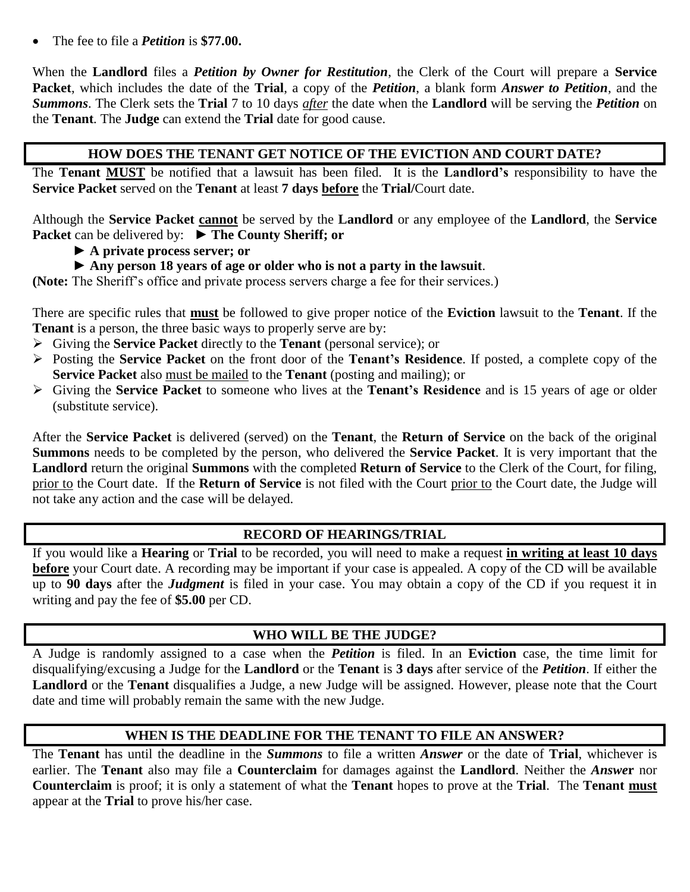- The fee to file a ***Petition*** is **$77.00.**

When the **Landlord** files a ***Petition by Owner for Restitution***, the Clerk of the Court will prepare a **Service Packet**, which includes the date of the **Trial**, a copy of the ***Petition***, a blank form ***Answer to Petition***, and the ***Summons***. The Clerk sets the **Trial** 7 to 10 days *after* the date when the **Landlord** will be serving the ***Petition*** on the **Tenant**. The **Judge** can extend the **Trial** date for good cause.

## HOW DOES THE TENANT GET NOTICE OF THE EVICTION AND COURT DATE?

The **Tenant MUST** be notified that a lawsuit has been filed. It is the **Landlord's** responsibility to have the **Service Packet** served on the **Tenant** at least **7 days before** the **Trial/**Court date.

Although the **Service Packet cannot** be served by the **Landlord** or any employee of the **Landlord**, the **Service Packet** can be delivered by:
- ► **The County Sheriff; or**
- ► **A private process server; or**
- ► **Any person 18 years of age or older who is not a party in the lawsuit**.

**(Note:** The Sheriff's office and private process servers charge a fee for their services.)

There are specific rules that **must** be followed to give proper notice of the **Eviction** lawsuit to the **Tenant**. If the **Tenant** is a person, the three basic ways to properly serve are by:

- Giving the **Service Packet** directly to the **Tenant** (personal service); or
- Posting the **Service Packet** on the front door of the **Tenant's Residence**. If posted, a complete copy of the **Service Packet** also must be mailed to the **Tenant** (posting and mailing); or
- Giving the **Service Packet** to someone who lives at the **Tenant's Residence** and is 15 years of age or older (substitute service).

After the **Service Packet** is delivered (served) on the **Tenant**, the **Return of Service** on the back of the original **Summons** needs to be completed by the person, who delivered the **Service Packet**. It is very important that the **Landlord** return the original **Summons** with the completed **Return of Service** to the Clerk of the Court, for filing, prior to the Court date. If the **Return of Service** is not filed with the Court prior to the Court date, the Judge will not take any action and the case will be delayed.

## RECORD OF HEARINGS/TRIAL

If you would like a **Hearing** or **Trial** to be recorded, you will need to make a request **in writing at least 10 days before** your Court date. A recording may be important if your case is appealed. A copy of the CD will be available up to **90 days** after the ***Judgment*** is filed in your case. You may obtain a copy of the CD if you request it in writing and pay the fee of **$5.00** per CD.

## WHO WILL BE THE JUDGE?

A Judge is randomly assigned to a case when the ***Petition*** is filed. In an **Eviction** case, the time limit for disqualifying/excusing a Judge for the **Landlord** or the **Tenant** is **3 days** after service of the ***Petition***. If either the **Landlord** or the **Tenant** disqualifies a Judge, a new Judge will be assigned. However, please note that the Court date and time will probably remain the same with the new Judge.

## WHEN IS THE DEADLINE FOR THE TENANT TO FILE AN ANSWER?

The **Tenant** has until the deadline in the ***Summons*** to file a written ***Answer*** or the date of **Trial**, whichever is earlier. The **Tenant** also may file a **Counterclaim** for damages against the **Landlord**. Neither the ***Answer*** nor **Counterclaim** is proof; it is only a statement of what the **Tenant** hopes to prove at the **Trial**. The **Tenant must** appear at the **Trial** to prove his/her case.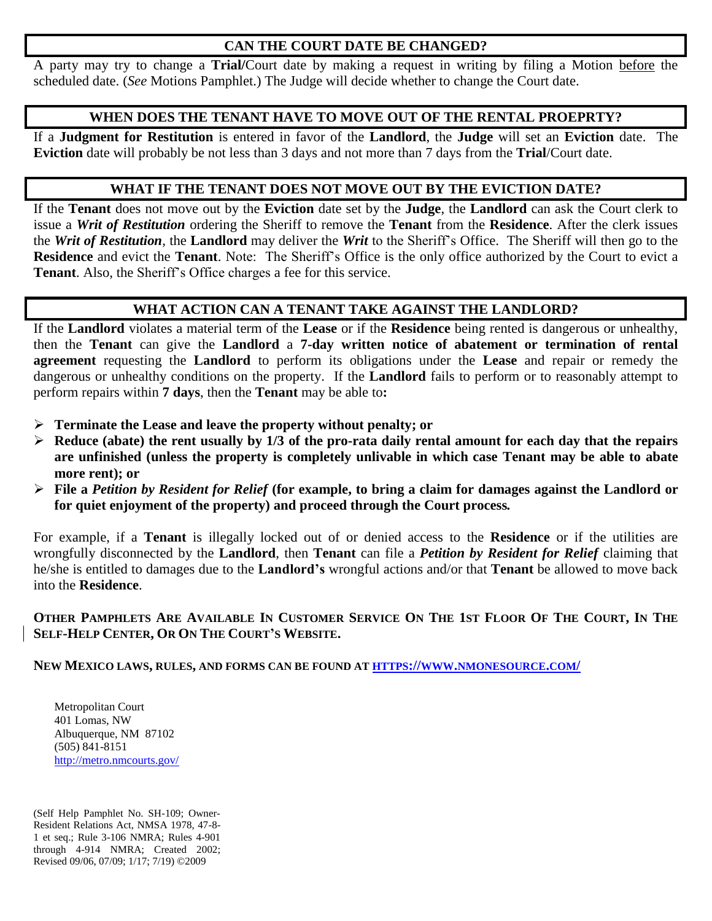## CAN THE COURT DATE BE CHANGED?

A party may try to change a **Trial/**Court date by making a request in writing by filing a Motion before the scheduled date. (*See* Motions Pamphlet.) The Judge will decide whether to change the Court date.

## WHEN DOES THE TENANT HAVE TO MOVE OUT OF THE RENTAL PROEPRTY?

If a **Judgment for Restitution** is entered in favor of the **Landlord**, the **Judge** will set an **Eviction** date. The **Eviction** date will probably be not less than 3 days and not more than 7 days from the **Trial**/Court date.

## WHAT IF THE TENANT DOES NOT MOVE OUT BY THE EVICTION DATE?

If the **Tenant** does not move out by the **Eviction** date set by the **Judge**, the **Landlord** can ask the Court clerk to issue a ***Writ of Restitution*** ordering the Sheriff to remove the **Tenant** from the **Residence**. After the clerk issues the ***Writ of Restitution***, the **Landlord** may deliver the ***Writ*** to the Sheriff's Office. The Sheriff will then go to the **Residence** and evict the **Tenant**. Note: The Sheriff's Office is the only office authorized by the Court to evict a **Tenant**. Also, the Sheriff's Office charges a fee for this service.

## WHAT ACTION CAN A TENANT TAKE AGAINST THE LANDLORD?

If the **Landlord** violates a material term of the **Lease** or if the **Residence** being rented is dangerous or unhealthy, then the **Tenant** can give the **Landlord** a **7-day written notice of abatement or termination of rental agreement** requesting the **Landlord** to perform its obligations under the **Lease** and repair or remedy the dangerous or unhealthy conditions on the property. If the **Landlord** fails to perform or to reasonably attempt to perform repairs within **7 days**, then the **Tenant** may be able to**:**

- **Terminate the Lease and leave the property without penalty; or**
- **Reduce (abate) the rent usually by 1/3 of the pro-rata daily rental amount for each day that the repairs are unfinished (unless the property is completely unlivable in which case Tenant may be able to abate more rent); or**
- **File a *Petition by Resident for Relief* (for example, to bring a claim for damages against the Landlord or for quiet enjoyment of the property) and proceed through the Court process.**

For example, if a **Tenant** is illegally locked out of or denied access to the **Residence** or if the utilities are wrongfully disconnected by the **Landlord**, then **Tenant** can file a ***Petition by Resident for Relief*** claiming that he/she is entitled to damages due to the **Landlord's** wrongful actions and/or that **Tenant** be allowed to move back into the **Residence**.

**OTHER PAMPHLETS ARE AVAILABLE IN CUSTOMER SERVICE ON THE 1ST FLOOR OF THE COURT, IN THE SELF-HELP CENTER, OR ON THE COURT'S WEBSITE.**

**NEW MEXICO LAWS, RULES, AND FORMS CAN BE FOUND AT [HTTPS://WWW.NMONESOURCE.COM/](https://www.nmonesource.com/)**

Metropolitan Court
401 Lomas, NW
Albuquerque, NM 87102
(505) 841-8151
http://metro.nmcourts.gov/

(Self Help Pamphlet No. SH-109; Owner-Resident Relations Act, NMSA 1978, 47-8-1 et seq.; Rule 3-106 NMRA; Rules 4-901 through 4-914 NMRA; Created 2002; Revised 09/06, 07/09; 1/17; 7/19) ©2009